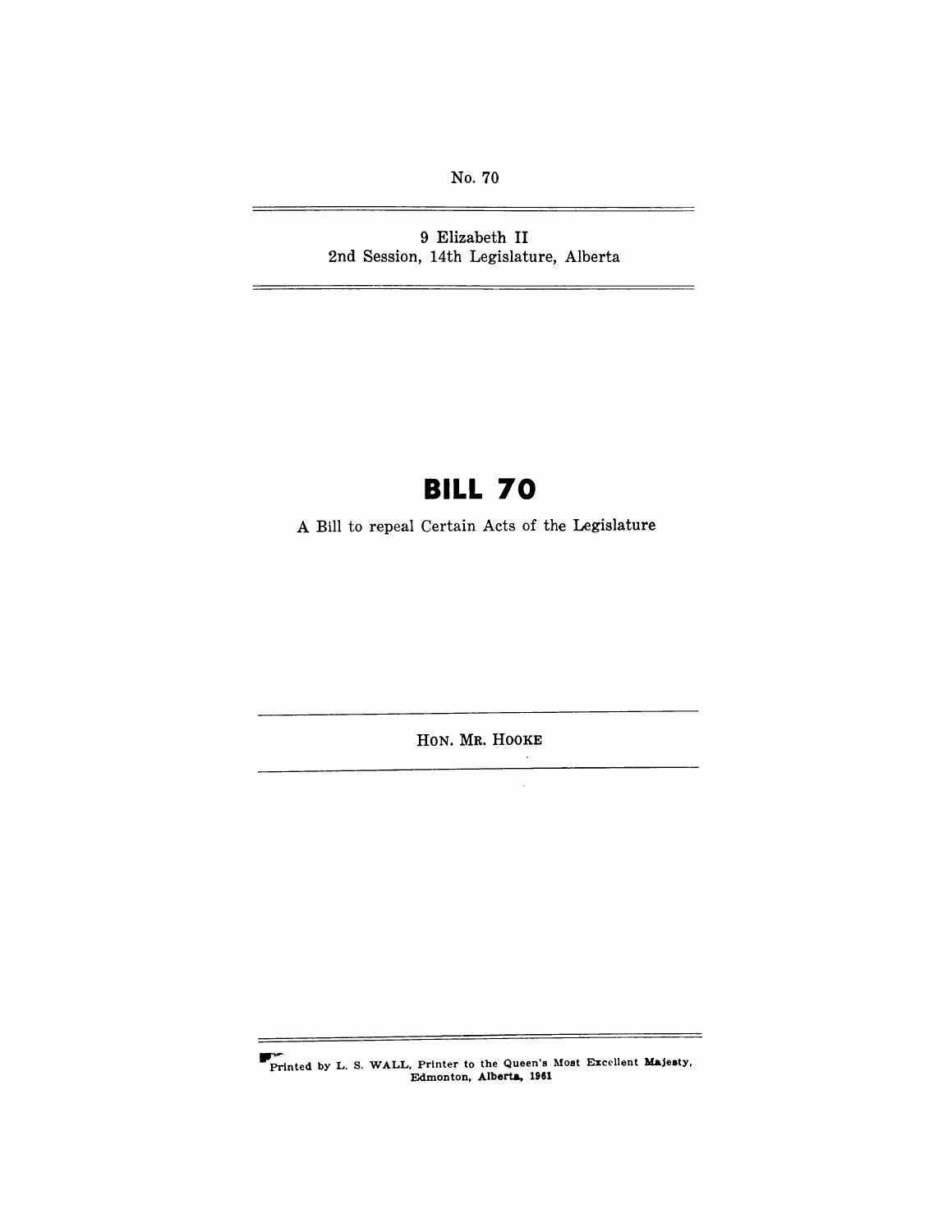No. 70

9 Elizabeth II
2nd Session, 14th Legislature, Alberta

# BILL 70

A Bill to repeal Certain Acts of the Legislature

HON. MR. HOOKE

Printed by L. S. WALL, Printer to the Queen's Most Excellent Majesty, Edmonton, Alberta, 1961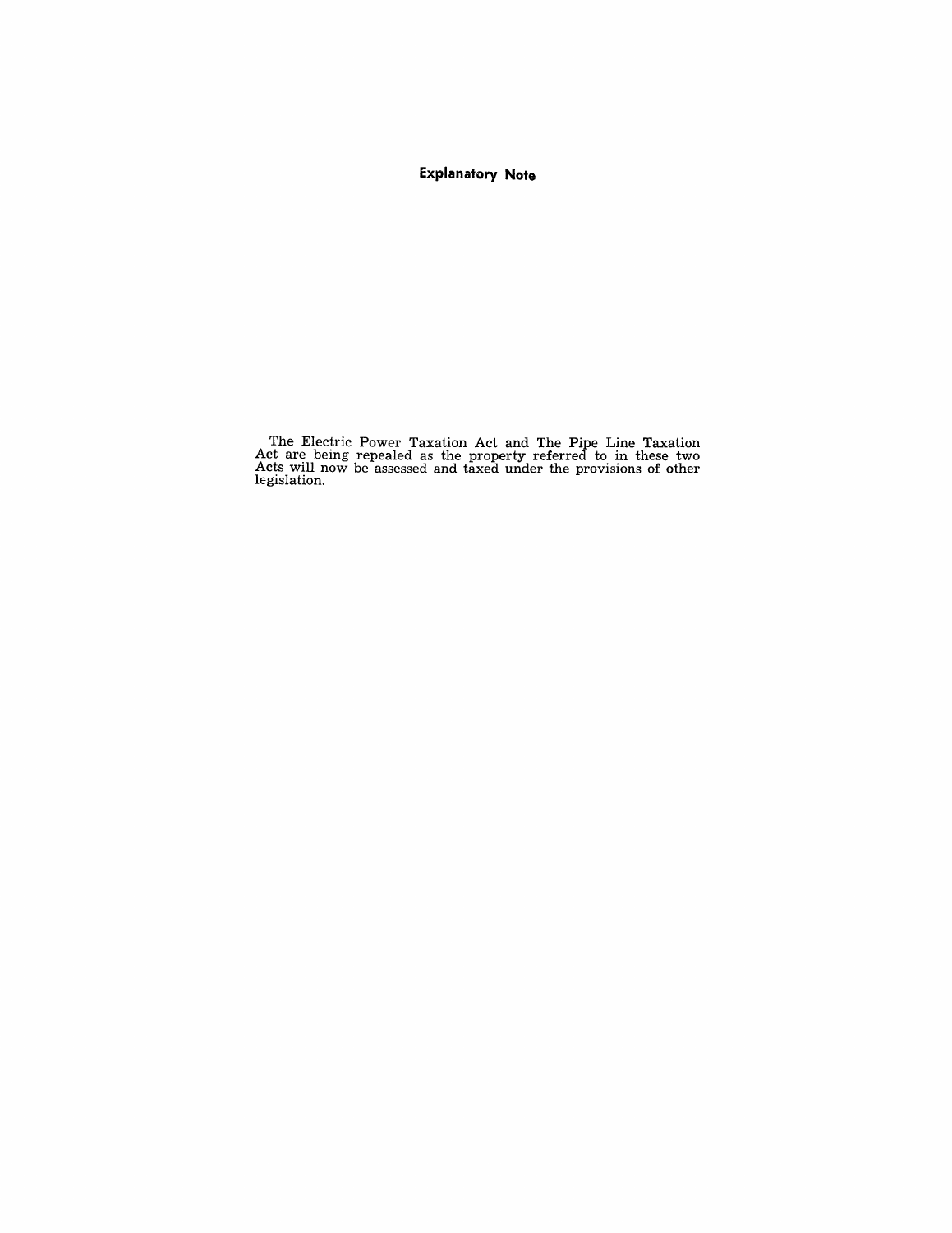## Explanatory Note

The Electric Power Taxation Act and The Pipe Line Taxation Act are being repealed as the property referred to in these two Acts will now be assessed and taxed under the provisions of other legislation.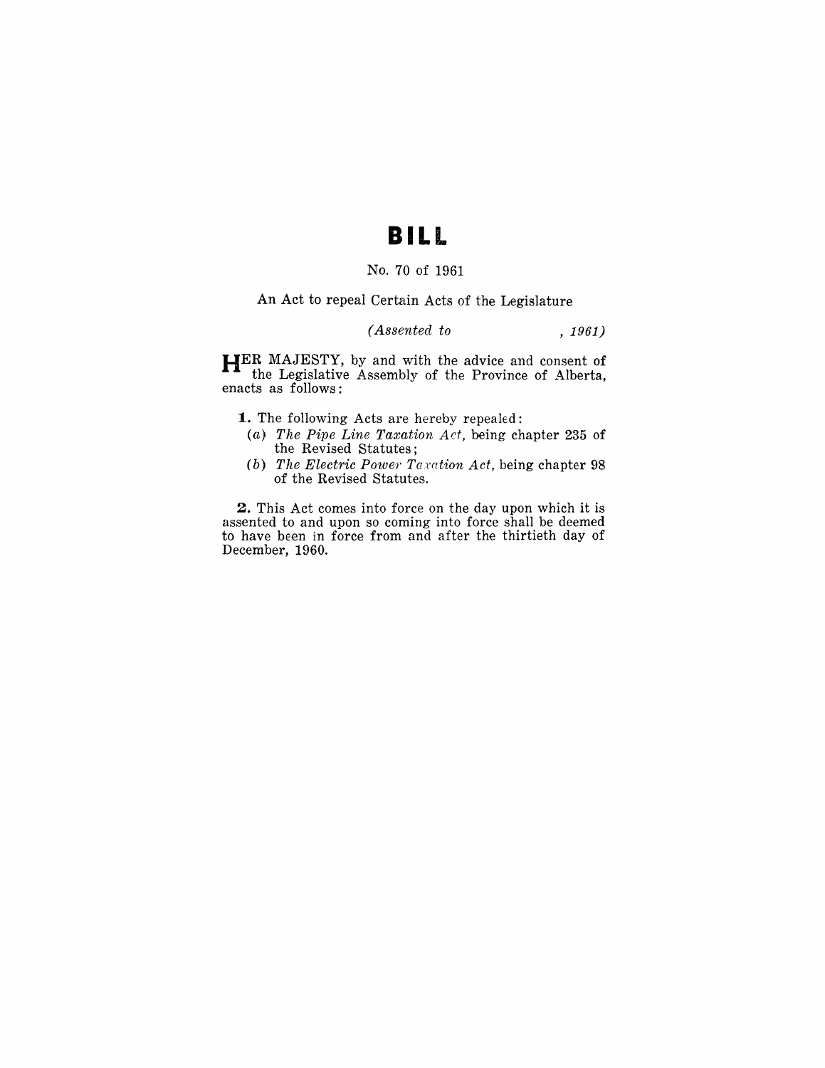# BILL

No. 70 of 1961

An Act to repeal Certain Acts of the Legislature

*(Assented to , 1961)*

HER MAJESTY, by and with the advice and consent of the Legislative Assembly of the Province of Alberta, enacts as follows:

**1.** The following Acts are hereby repealed:

(*a*) *The Pipe Line Taxation Act*, being chapter 235 of the Revised Statutes;

(*b*) *The Electric Power Taxation Act*, being chapter 98 of the Revised Statutes.

**2.** This Act comes into force on the day upon which it is assented to and upon so coming into force shall be deemed to have been in force from and after the thirtieth day of December, 1960.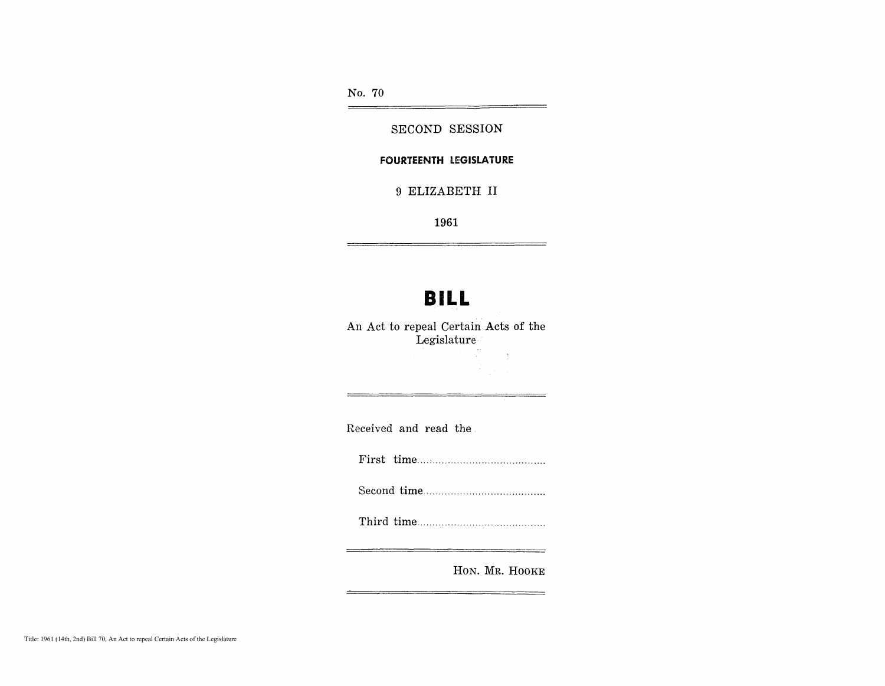No. 70

SECOND SESSION

FOURTEENTH LEGISLATURE

9 ELIZABETH II

1961

# BILL

An Act to repeal Certain Acts of the Legislature

Received and read the

First time........................................

Second time........................................

Third time........................................

HON. MR. HOOKE

Title: 1961 (14th, 2nd) Bill 70, An Act to repeal Certain Acts of the Legislature